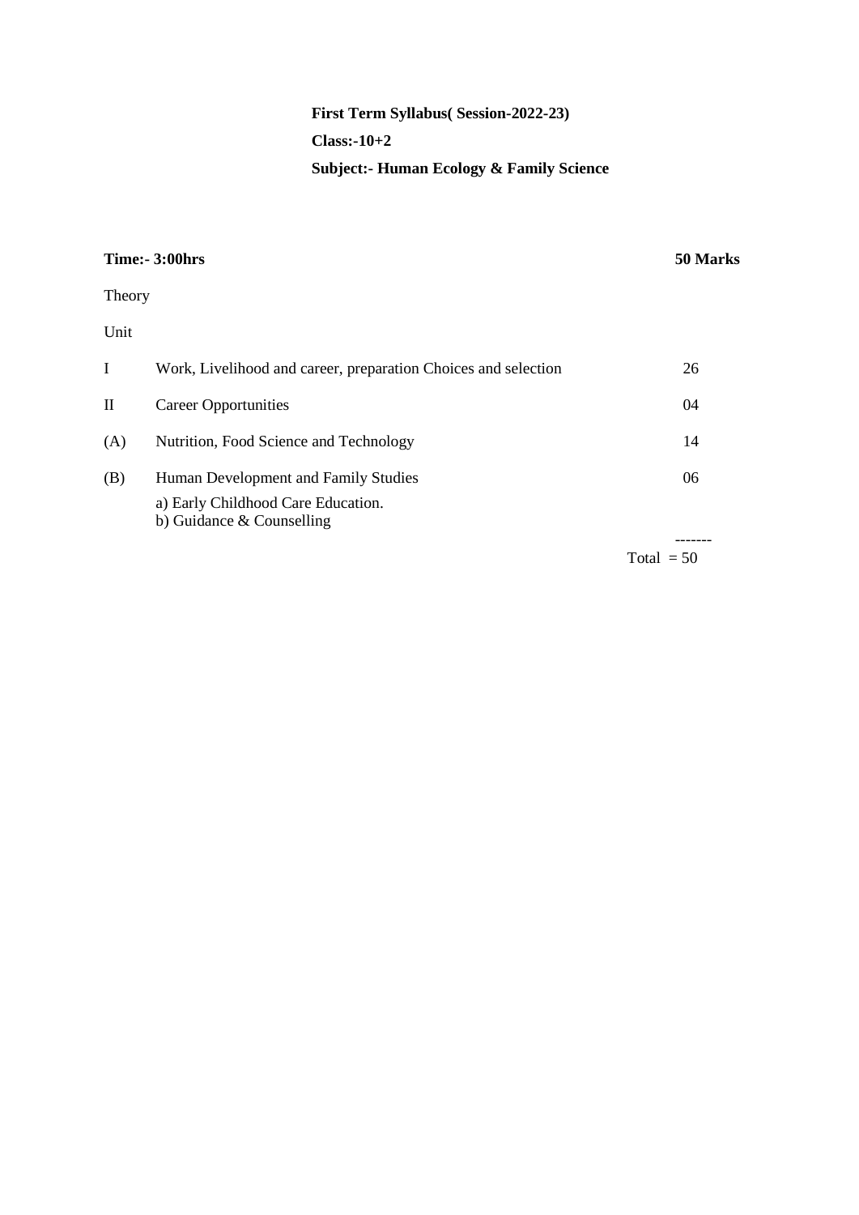**First Term Syllabus( Session-2022-23)**

**Class:-10+2**

**Subject:- Human Ecology & Family Science**

**Time:- 3:00hrs** **50 Marks**

Theory

| Unit | | |
|---|---|---|
| I | Work, Livelihood and career, preparation Choices and selection | 26 |
| II | Career Opportunities | 04 |
| (A) | Nutrition, Food Science and Technology | 14 |
| (B) | Human Development and Family Studies<br>a) Early Childhood Care Education.<br>b) Guidance & Counselling | 06 |
| | | ------- |
| | | Total = 50 |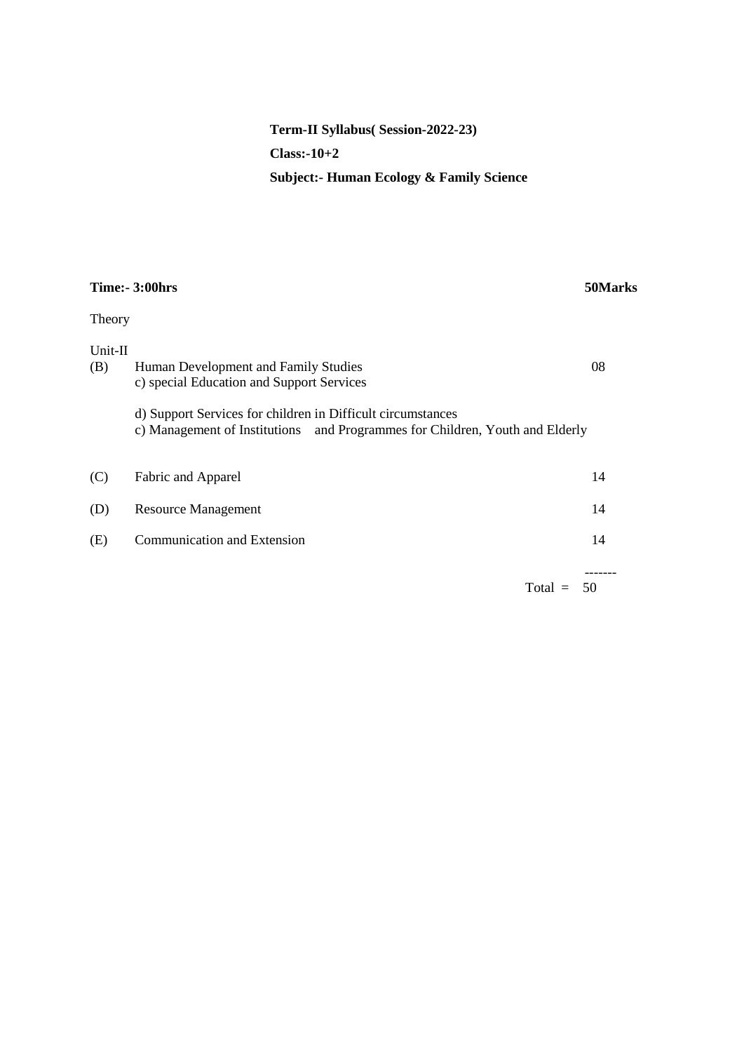**Term-II Syllabus( Session-2022-23)**

**Class:-10+2**

**Subject:- Human Ecology & Family Science**

**Time:- 3:00hrs** **50Marks**

Theory

Unit-II

| | | |
|---|---|---|
| (B) | Human Development and Family Studies<br>c) special Education and Support Services<br><br>d) Support Services for children in Difficult circumstances<br>c) Management of Institutions and Programmes for Children, Youth and Elderly | 08 |
| (C) | Fabric and Apparel | 14 |
| (D) | Resource Management | 14 |
| (E) | Communication and Extension | 14 |
| | Total = | 50 |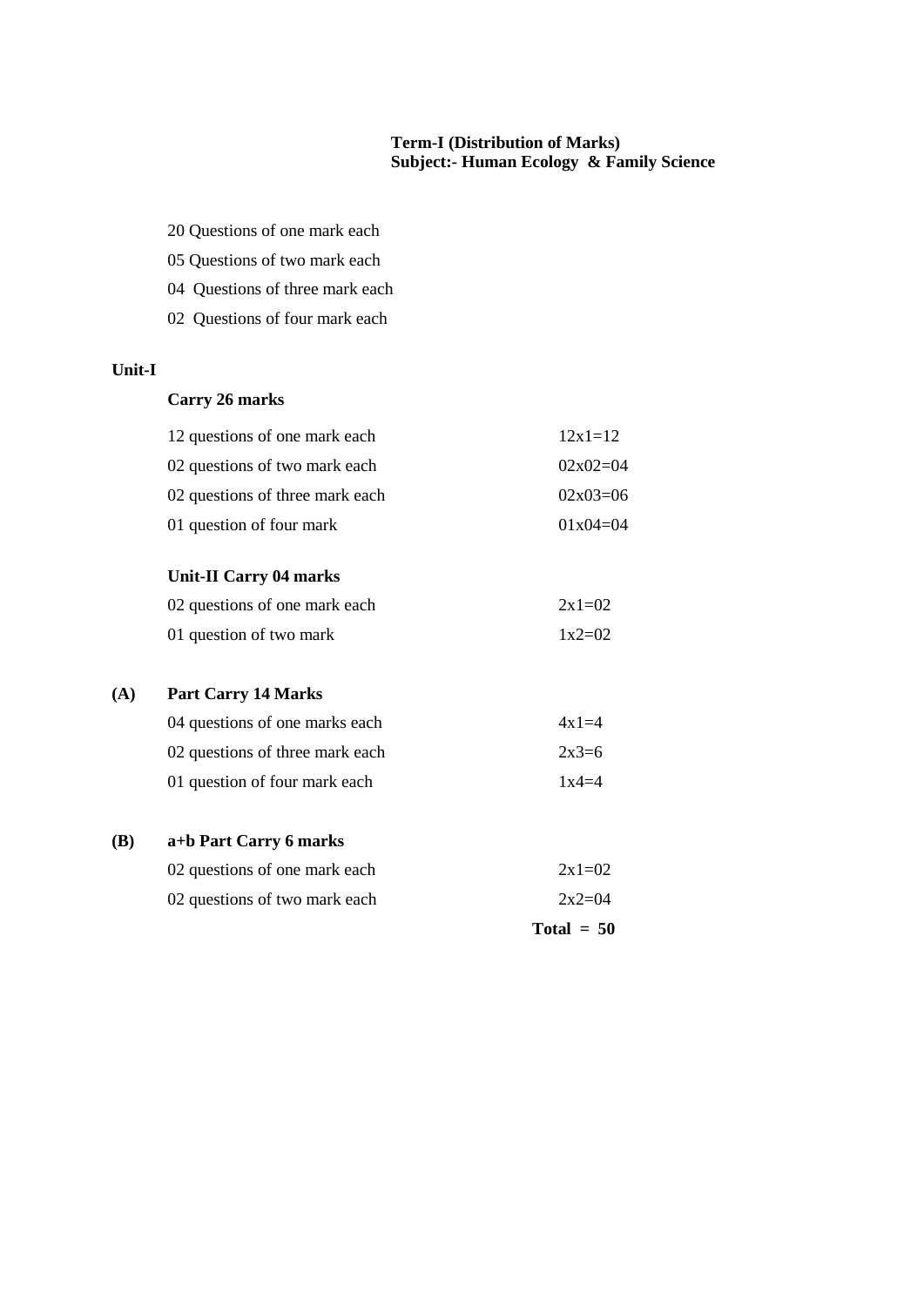**Term-I (Distribution of Marks)**
**Subject:- Human Ecology & Family Science**

20 Questions of one mark each

05 Questions of two mark each

04 Questions of three mark each

02 Questions of four mark each

**Unit-I**

**Carry 26 marks**

| | |
|---|---|
| 12 questions of one mark each | 12x1=12 |
| 02 questions of two mark each | 02x02=04 |
| 02 questions of three mark each | 02x03=06 |
| 01 question of four mark | 01x04=04 |

**Unit-II Carry 04 marks**

| | |
|---|---|
| 02 questions of one mark each | 2x1=02 |
| 01 question of two mark | 1x2=02 |

**(A) Part Carry 14 Marks**

| | |
|---|---|
| 04 questions of one marks each | 4x1=4 |
| 02 questions of three mark each | 2x3=6 |
| 01 question of four mark each | 1x4=4 |

**(B) a+b Part Carry 6 marks**

| | |
|---|---|
| 02 questions of one mark each | 2x1=02 |
| 02 questions of two mark each | 2x2=04 |
| | **Total = 50** |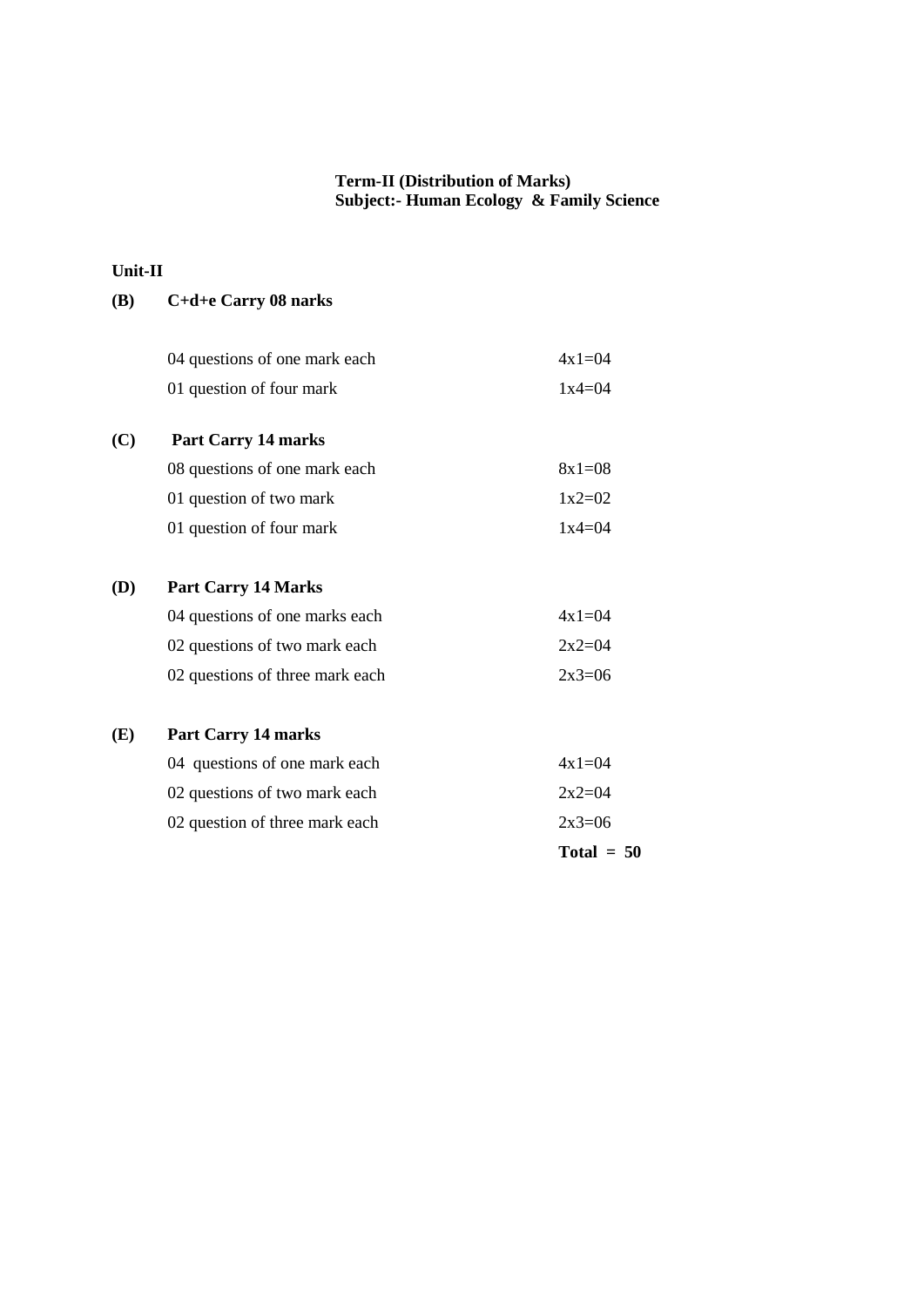**Term-II (Distribution of Marks)**
**Subject:- Human Ecology & Family Science**

**Unit-II**

**(B) C+d+e Carry 08 narks**

| | |
|---|---|
| 04 questions of one mark each | 4x1=04 |
| 01 question of four mark | 1x4=04 |

**(C) Part Carry 14 marks**

| | |
|---|---|
| 08 questions of one mark each | 8x1=08 |
| 01 question of two mark | 1x2=02 |
| 01 question of four mark | 1x4=04 |

**(D) Part Carry 14 Marks**

| | |
|---|---|
| 04 questions of one marks each | 4x1=04 |
| 02 questions of two mark each | 2x2=04 |
| 02 questions of three mark each | 2x3=06 |

**(E) Part Carry 14 marks**

| | |
|---|---|
| 04 questions of one mark each | 4x1=04 |
| 02 questions of two mark each | 2x2=04 |
| 02 question of three mark each | 2x3=06 |
| | **Total = 50** |